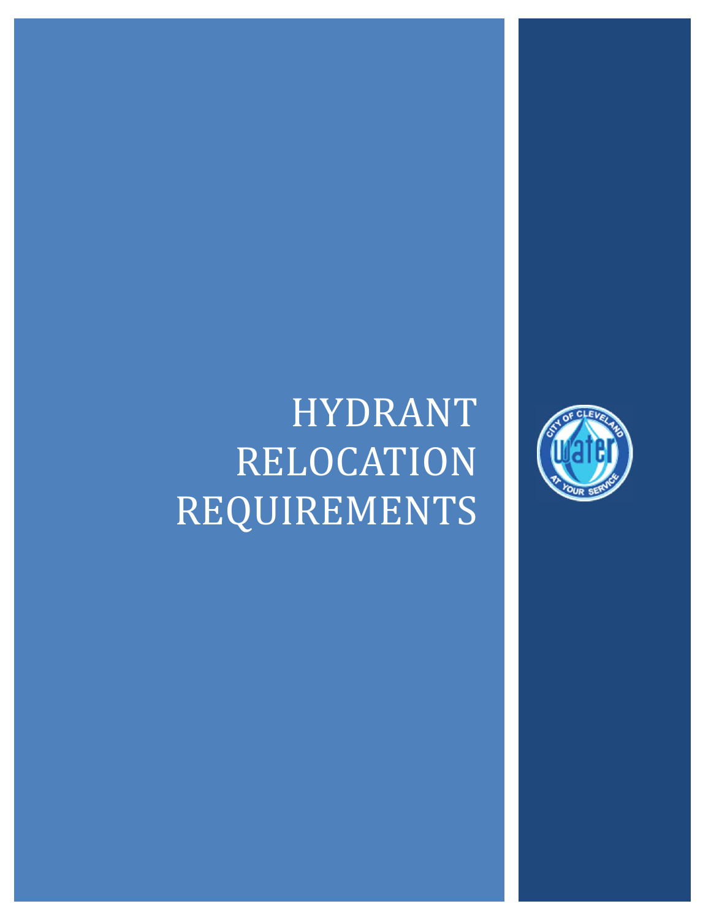# HYDRANT RELOCATION REQUIREMENTS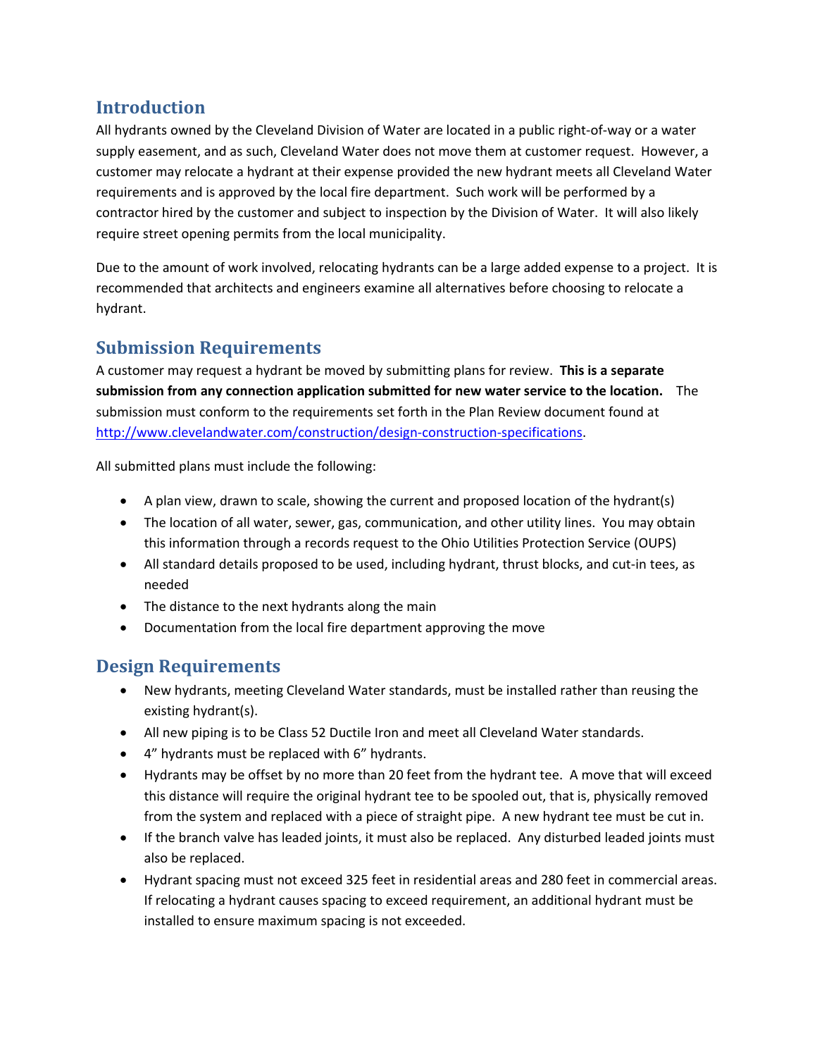## Introduction

All hydrants owned by the Cleveland Division of Water are located in a public right-of-way or a water supply easement, and as such, Cleveland Water does not move them at customer request. However, a customer may relocate a hydrant at their expense provided the new hydrant meets all Cleveland Water requirements and is approved by the local fire department. Such work will be performed by a contractor hired by the customer and subject to inspection by the Division of Water. It will also likely require street opening permits from the local municipality.

Due to the amount of work involved, relocating hydrants can be a large added expense to a project. It is recommended that architects and engineers examine all alternatives before choosing to relocate a hydrant.

## Submission Requirements

A customer may request a hydrant be moved by submitting plans for review. **This is a separate submission from any connection application submitted for new water service to the location.** The submission must conform to the requirements set forth in the Plan Review document found at [http://www.clevelandwater.com/construction/design-construction-specifications](http://www.clevelandwater.com/construction/design-construction-specifications).

All submitted plans must include the following:

- A plan view, drawn to scale, showing the current and proposed location of the hydrant(s)
- The location of all water, sewer, gas, communication, and other utility lines. You may obtain this information through a records request to the Ohio Utilities Protection Service (OUPS)
- All standard details proposed to be used, including hydrant, thrust blocks, and cut-in tees, as needed
- The distance to the next hydrants along the main
- Documentation from the local fire department approving the move

## Design Requirements

- New hydrants, meeting Cleveland Water standards, must be installed rather than reusing the existing hydrant(s).
- All new piping is to be Class 52 Ductile Iron and meet all Cleveland Water standards.
- 4" hydrants must be replaced with 6" hydrants.
- Hydrants may be offset by no more than 20 feet from the hydrant tee. A move that will exceed this distance will require the original hydrant tee to be spooled out, that is, physically removed from the system and replaced with a piece of straight pipe. A new hydrant tee must be cut in.
- If the branch valve has leaded joints, it must also be replaced. Any disturbed leaded joints must also be replaced.
- Hydrant spacing must not exceed 325 feet in residential areas and 280 feet in commercial areas. If relocating a hydrant causes spacing to exceed requirement, an additional hydrant must be installed to ensure maximum spacing is not exceeded.